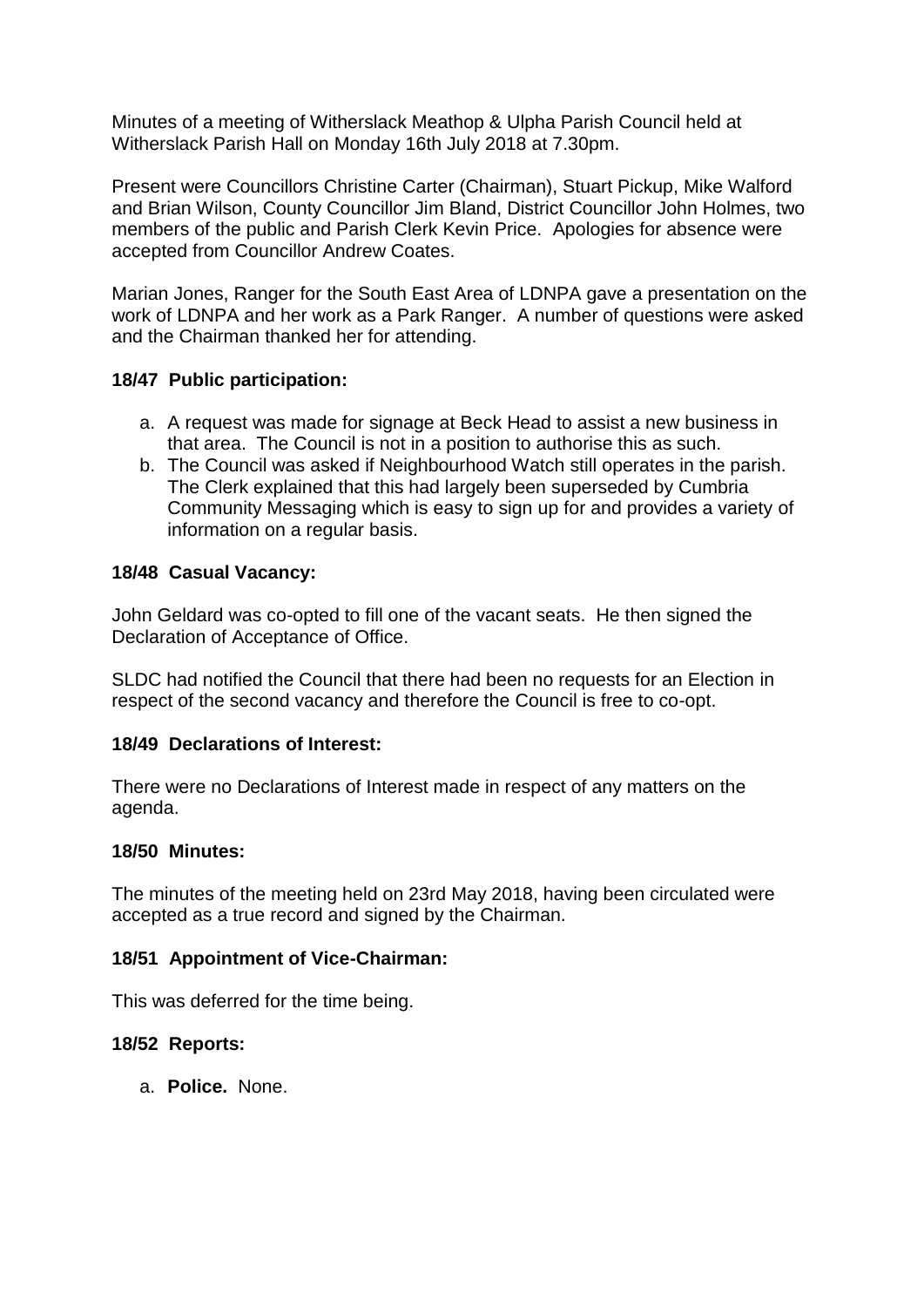Minutes of a meeting of Witherslack Meathop & Ulpha Parish Council held at Witherslack Parish Hall on Monday 16th July 2018 at 7.30pm.

Present were Councillors Christine Carter (Chairman), Stuart Pickup, Mike Walford and Brian Wilson, County Councillor Jim Bland, District Councillor John Holmes, two members of the public and Parish Clerk Kevin Price. Apologies for absence were accepted from Councillor Andrew Coates.

Marian Jones, Ranger for the South East Area of LDNPA gave a presentation on the work of LDNPA and her work as a Park Ranger. A number of questions were asked and the Chairman thanked her for attending.

**18/47 Public participation:**

a. A request was made for signage at Beck Head to assist a new business in that area. The Council is not in a position to authorise this as such.
b. The Council was asked if Neighbourhood Watch still operates in the parish. The Clerk explained that this had largely been superseded by Cumbria Community Messaging which is easy to sign up for and provides a variety of information on a regular basis.

**18/48 Casual Vacancy:**

John Geldard was co-opted to fill one of the vacant seats. He then signed the Declaration of Acceptance of Office.

SLDC had notified the Council that there had been no requests for an Election in respect of the second vacancy and therefore the Council is free to co-opt.

**18/49 Declarations of Interest:**

There were no Declarations of Interest made in respect of any matters on the agenda.

**18/50 Minutes:**

The minutes of the meeting held on 23rd May 2018, having been circulated were accepted as a true record and signed by the Chairman.

**18/51 Appointment of Vice-Chairman:**

This was deferred for the time being.

**18/52 Reports:**

a. **Police.** None.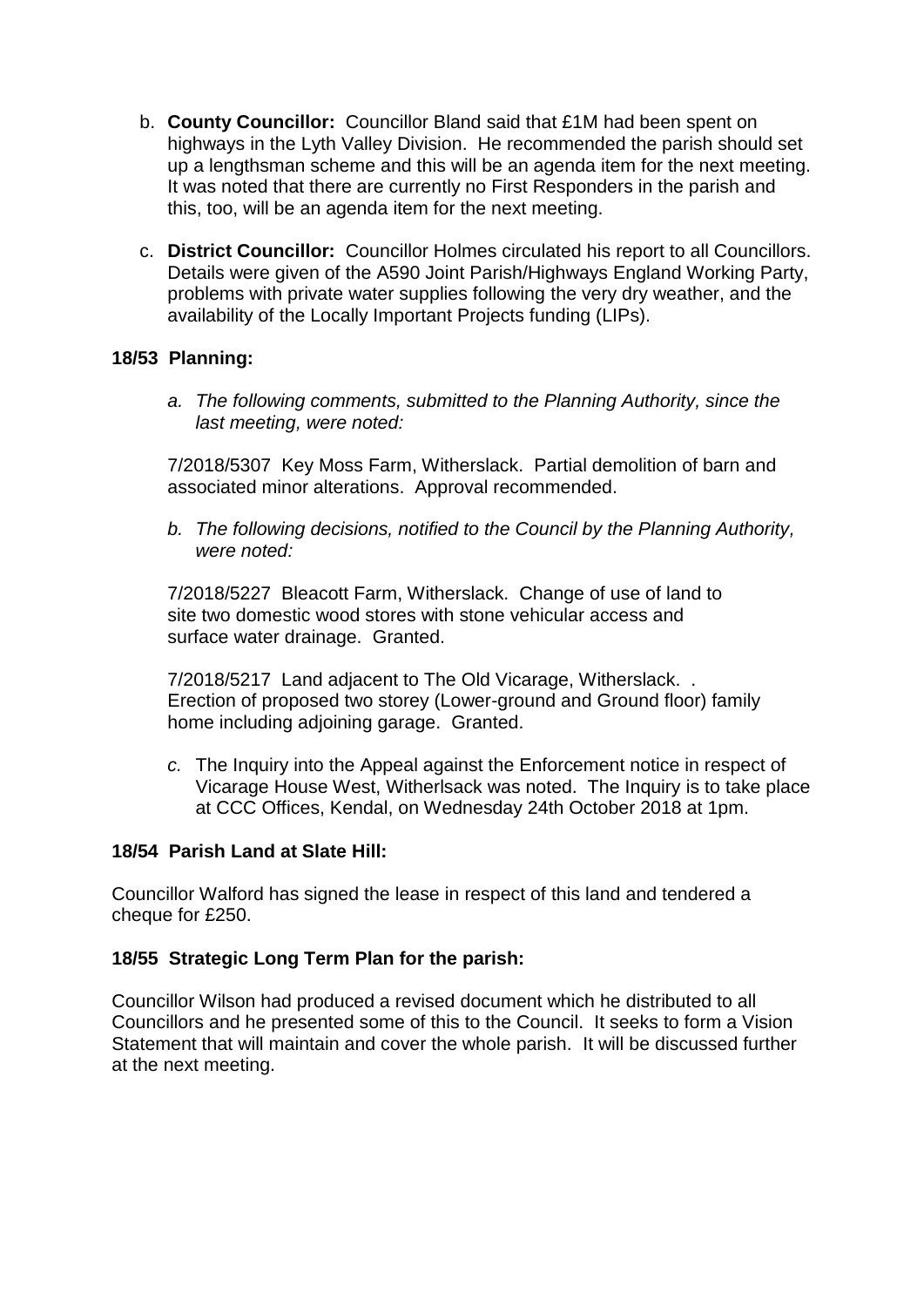b. **County Councillor:** Councillor Bland said that £1M had been spent on highways in the Lyth Valley Division. He recommended the parish should set up a lengthsman scheme and this will be an agenda item for the next meeting. It was noted that there are currently no First Responders in the parish and this, too, will be an agenda item for the next meeting.

c. **District Councillor:** Councillor Holmes circulated his report to all Councillors. Details were given of the A590 Joint Parish/Highways England Working Party, problems with private water supplies following the very dry weather, and the availability of the Locally Important Projects funding (LIPs).

**18/53 Planning:**

*a. The following comments, submitted to the Planning Authority, since the last meeting, were noted:*

7/2018/5307 Key Moss Farm, Witherslack. Partial demolition of barn and associated minor alterations. Approval recommended.

*b. The following decisions, notified to the Council by the Planning Authority, were noted:*

7/2018/5227 Bleacott Farm, Witherslack. Change of use of land to site two domestic wood stores with stone vehicular access and surface water drainage. Granted.

7/2018/5217 Land adjacent to The Old Vicarage, Witherslack. . Erection of proposed two storey (Lower-ground and Ground floor) family home including adjoining garage. Granted.

*c.* The Inquiry into the Appeal against the Enforcement notice in respect of Vicarage House West, Witherlsack was noted. The Inquiry is to take place at CCC Offices, Kendal, on Wednesday 24th October 2018 at 1pm.

**18/54 Parish Land at Slate Hill:**

Councillor Walford has signed the lease in respect of this land and tendered a cheque for £250.

**18/55 Strategic Long Term Plan for the parish:**

Councillor Wilson had produced a revised document which he distributed to all Councillors and he presented some of this to the Council. It seeks to form a Vision Statement that will maintain and cover the whole parish. It will be discussed further at the next meeting.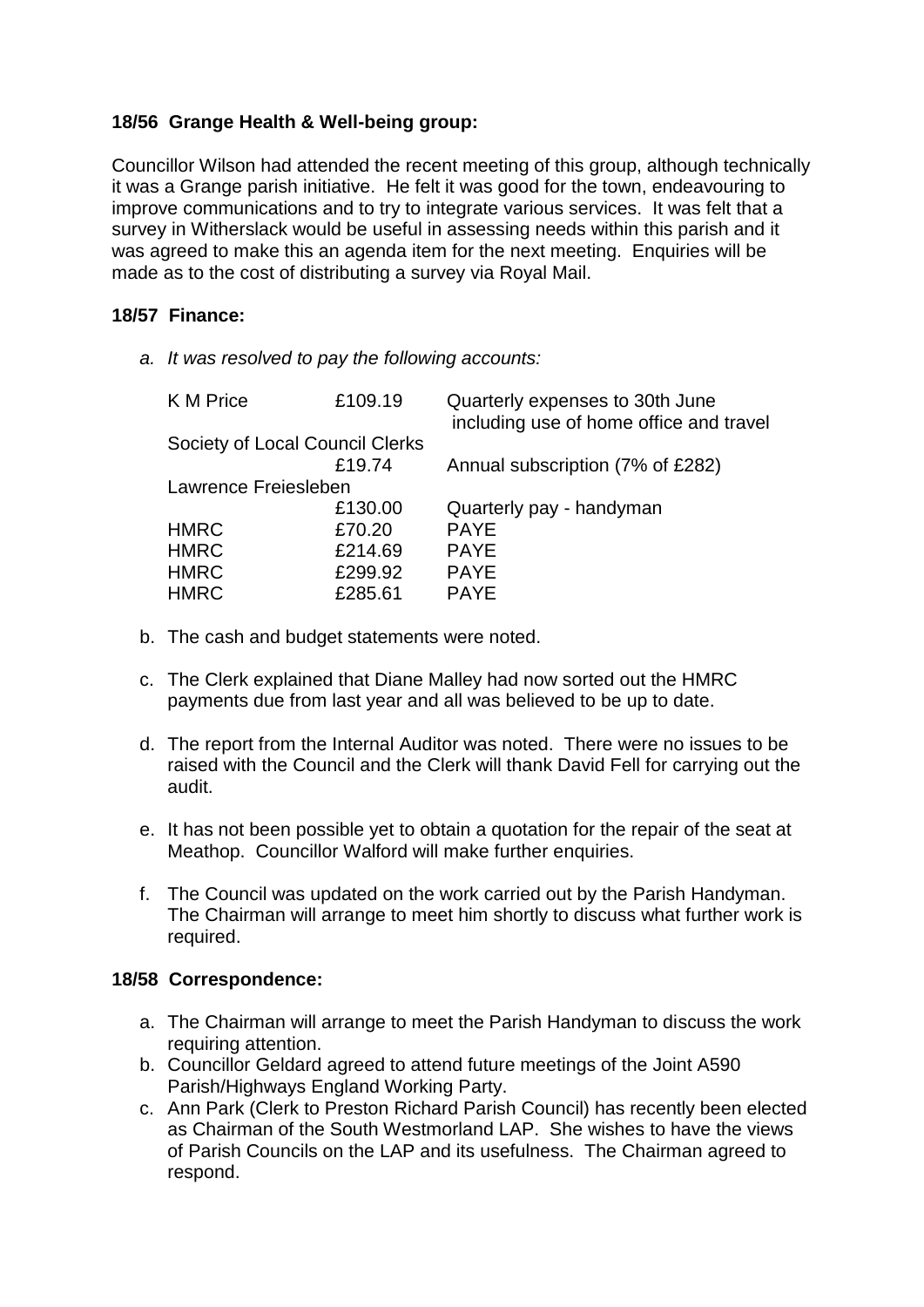**18/56 Grange Health & Well-being group:**

Councillor Wilson had attended the recent meeting of this group, although technically it was a Grange parish initiative. He felt it was good for the town, endeavouring to improve communications and to try to integrate various services. It was felt that a survey in Witherslack would be useful in assessing needs within this parish and it was agreed to make this an agenda item for the next meeting. Enquiries will be made as to the cost of distributing a survey via Royal Mail.

**18/57 Finance:**

a. *It was resolved to pay the following accounts:*

| | | |
|---|---|---|
| K M Price | £109.19 | Quarterly expenses to 30th June including use of home office and travel |
| Society of Local Council Clerks | £19.74 | Annual subscription (7% of £282) |
| Lawrence Freiesleben | £130.00 | Quarterly pay - handyman |
| HMRC | £70.20 | PAYE |
| HMRC | £214.69 | PAYE |
| HMRC | £299.92 | PAYE |
| HMRC | £285.61 | PAYE |

b. The cash and budget statements were noted.

c. The Clerk explained that Diane Malley had now sorted out the HMRC payments due from last year and all was believed to be up to date.

d. The report from the Internal Auditor was noted. There were no issues to be raised with the Council and the Clerk will thank David Fell for carrying out the audit.

e. It has not been possible yet to obtain a quotation for the repair of the seat at Meathop. Councillor Walford will make further enquiries.

f. The Council was updated on the work carried out by the Parish Handyman. The Chairman will arrange to meet him shortly to discuss what further work is required.

**18/58 Correspondence:**

a. The Chairman will arrange to meet the Parish Handyman to discuss the work requiring attention.
b. Councillor Geldard agreed to attend future meetings of the Joint A590 Parish/Highways England Working Party.
c. Ann Park (Clerk to Preston Richard Parish Council) has recently been elected as Chairman of the South Westmorland LAP. She wishes to have the views of Parish Councils on the LAP and its usefulness. The Chairman agreed to respond.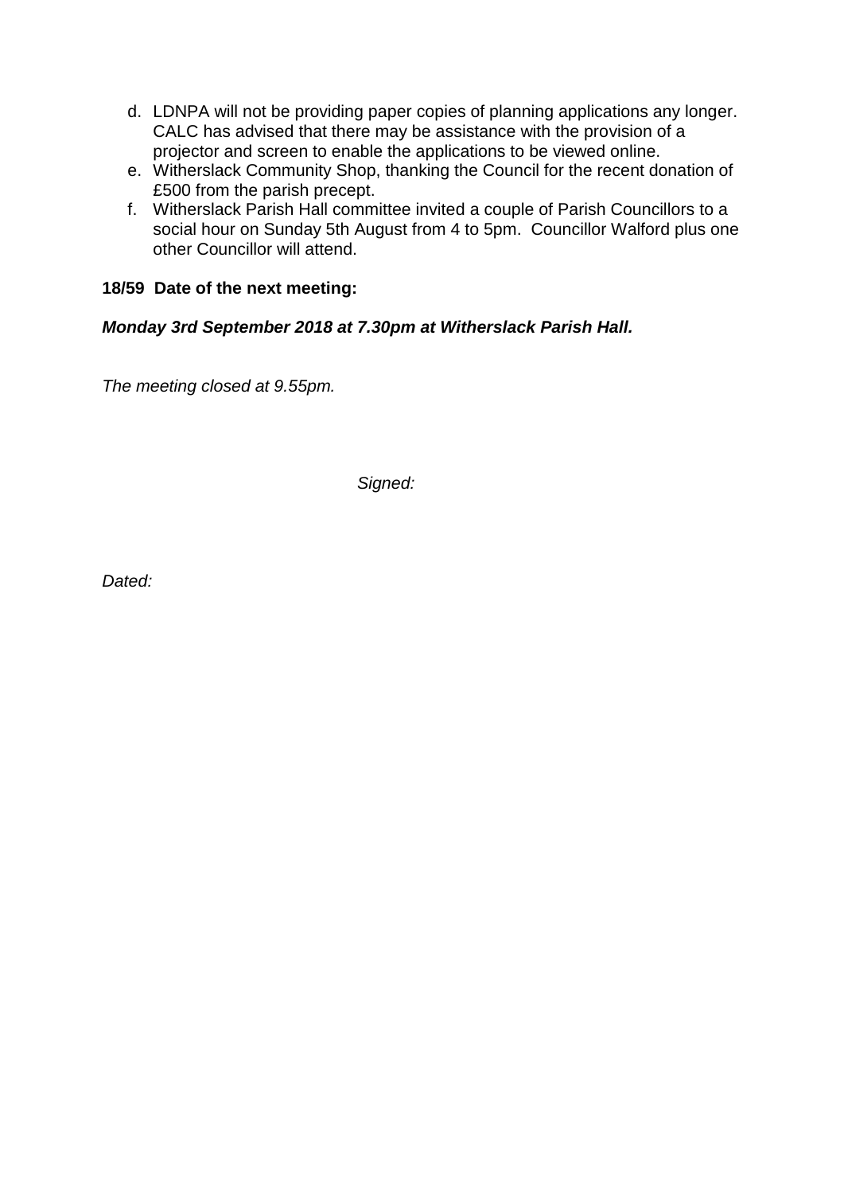d. LDNPA will not be providing paper copies of planning applications any longer. CALC has advised that there may be assistance with the provision of a projector and screen to enable the applications to be viewed online.
e. Witherslack Community Shop, thanking the Council for the recent donation of £500 from the parish precept.
f. Witherslack Parish Hall committee invited a couple of Parish Councillors to a social hour on Sunday 5th August from 4 to 5pm. Councillor Walford plus one other Councillor will attend.

**18/59 Date of the next meeting:**

***Monday 3rd September 2018 at 7.30pm at Witherslack Parish Hall.***

*The meeting closed at 9.55pm.*

*Signed:*

*Dated:*